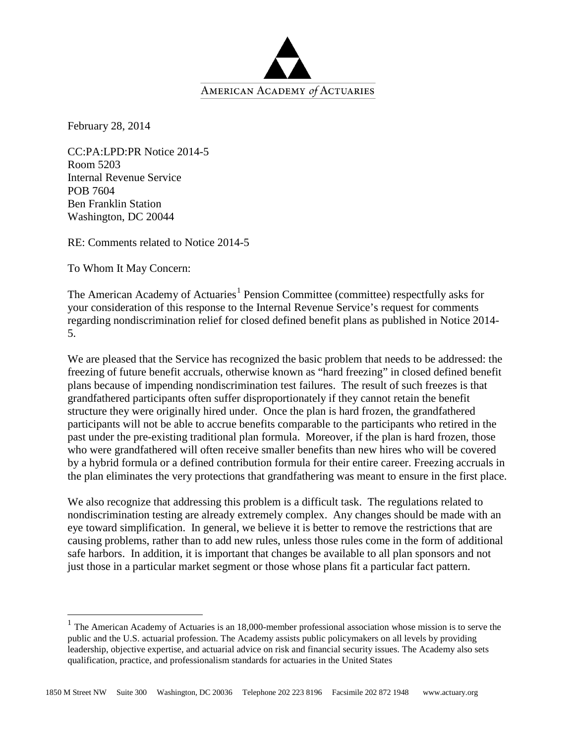AMERICAN ACADEMY *of* ACTUARIES

February 28, 2014

CC:PA:LPD:PR Notice 2014-5
Room 5203
Internal Revenue Service
POB 7604
Ben Franklin Station
Washington, DC 20044

RE: Comments related to Notice 2014-5

To Whom It May Concern:

The American Academy of Actuaries[1] Pension Committee (committee) respectfully asks for your consideration of this response to the Internal Revenue Service's request for comments regarding nondiscrimination relief for closed defined benefit plans as published in Notice 2014-5.

We are pleased that the Service has recognized the basic problem that needs to be addressed: the freezing of future benefit accruals, otherwise known as "hard freezing" in closed defined benefit plans because of impending nondiscrimination test failures. The result of such freezes is that grandfathered participants often suffer disproportionately if they cannot retain the benefit structure they were originally hired under. Once the plan is hard frozen, the grandfathered participants will not be able to accrue benefits comparable to the participants who retired in the past under the pre-existing traditional plan formula. Moreover, if the plan is hard frozen, those who were grandfathered will often receive smaller benefits than new hires who will be covered by a hybrid formula or a defined contribution formula for their entire career. Freezing accruals in the plan eliminates the very protections that grandfathering was meant to ensure in the first place.

We also recognize that addressing this problem is a difficult task. The regulations related to nondiscrimination testing are already extremely complex. Any changes should be made with an eye toward simplification. In general, we believe it is better to remove the restrictions that are causing problems, rather than to add new rules, unless those rules come in the form of additional safe harbors. In addition, it is important that changes be available to all plan sponsors and not just those in a particular market segment or those whose plans fit a particular fact pattern.

[1] The American Academy of Actuaries is an 18,000-member professional association whose mission is to serve the public and the U.S. actuarial profession. The Academy assists public policymakers on all levels by providing leadership, objective expertise, and actuarial advice on risk and financial security issues. The Academy also sets qualification, practice, and professionalism standards for actuaries in the United States

1850 M Street NW Suite 300 Washington, DC 20036 Telephone 202 223 8196 Facsimile 202 872 1948 www.actuary.org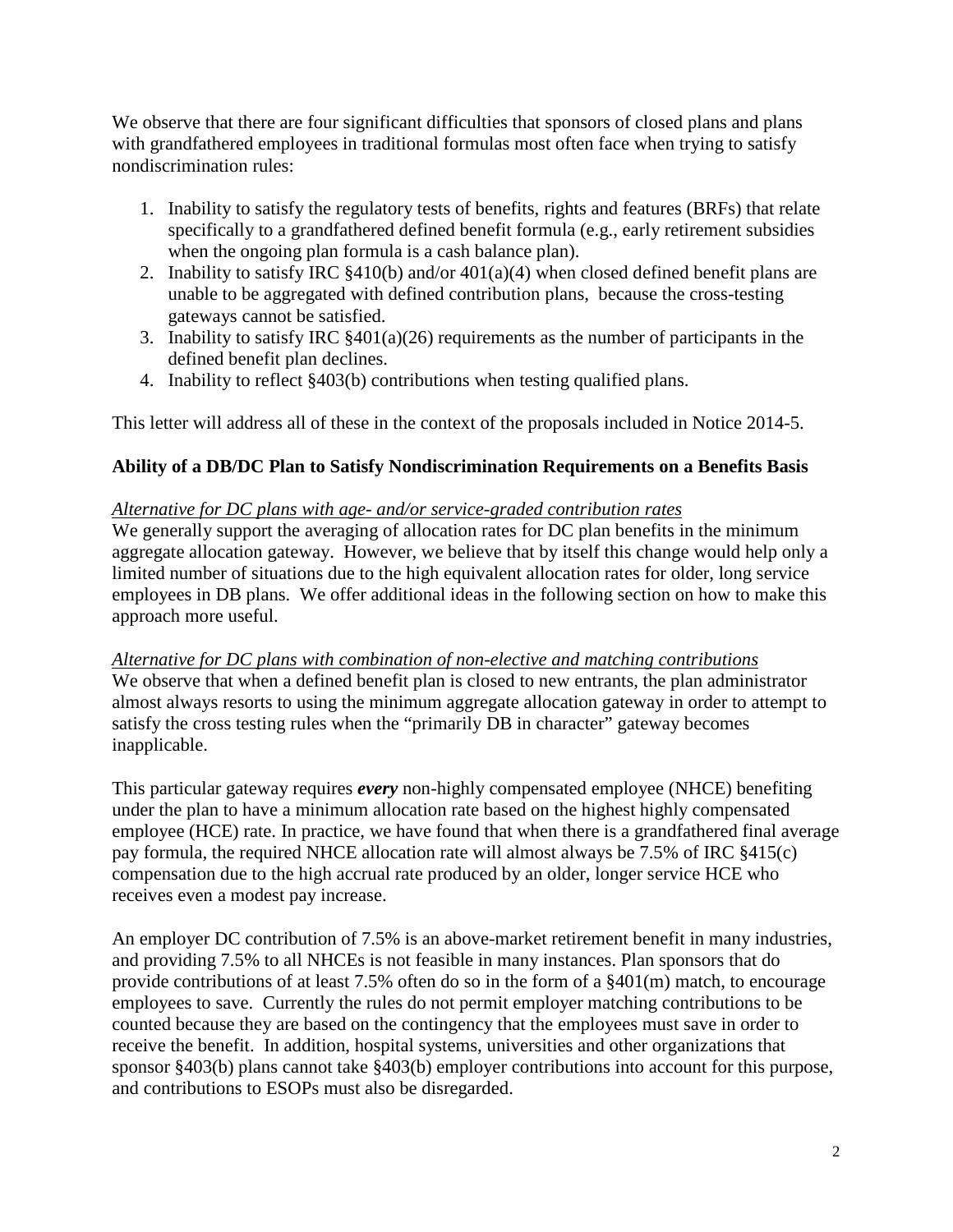We observe that there are four significant difficulties that sponsors of closed plans and plans with grandfathered employees in traditional formulas most often face when trying to satisfy nondiscrimination rules:

1. Inability to satisfy the regulatory tests of benefits, rights and features (BRFs) that relate specifically to a grandfathered defined benefit formula (e.g., early retirement subsidies when the ongoing plan formula is a cash balance plan).
2. Inability to satisfy IRC §410(b) and/or 401(a)(4) when closed defined benefit plans are unable to be aggregated with defined contribution plans, because the cross-testing gateways cannot be satisfied.
3. Inability to satisfy IRC §401(a)(26) requirements as the number of participants in the defined benefit plan declines.
4. Inability to reflect §403(b) contributions when testing qualified plans.

This letter will address all of these in the context of the proposals included in Notice 2014-5.

## Ability of a DB/DC Plan to Satisfy Nondiscrimination Requirements on a Benefits Basis

*Alternative for DC plans with age- and/or service-graded contribution rates*

We generally support the averaging of allocation rates for DC plan benefits in the minimum aggregate allocation gateway. However, we believe that by itself this change would help only a limited number of situations due to the high equivalent allocation rates for older, long service employees in DB plans. We offer additional ideas in the following section on how to make this approach more useful.

*Alternative for DC plans with combination of non-elective and matching contributions*

We observe that when a defined benefit plan is closed to new entrants, the plan administrator almost always resorts to using the minimum aggregate allocation gateway in order to attempt to satisfy the cross testing rules when the "primarily DB in character" gateway becomes inapplicable.

This particular gateway requires ***every*** non-highly compensated employee (NHCE) benefiting under the plan to have a minimum allocation rate based on the highest highly compensated employee (HCE) rate. In practice, we have found that when there is a grandfathered final average pay formula, the required NHCE allocation rate will almost always be 7.5% of IRC §415(c) compensation due to the high accrual rate produced by an older, longer service HCE who receives even a modest pay increase.

An employer DC contribution of 7.5% is an above-market retirement benefit in many industries, and providing 7.5% to all NHCEs is not feasible in many instances. Plan sponsors that do provide contributions of at least 7.5% often do so in the form of a §401(m) match, to encourage employees to save. Currently the rules do not permit employer matching contributions to be counted because they are based on the contingency that the employees must save in order to receive the benefit. In addition, hospital systems, universities and other organizations that sponsor §403(b) plans cannot take §403(b) employer contributions into account for this purpose, and contributions to ESOPs must also be disregarded.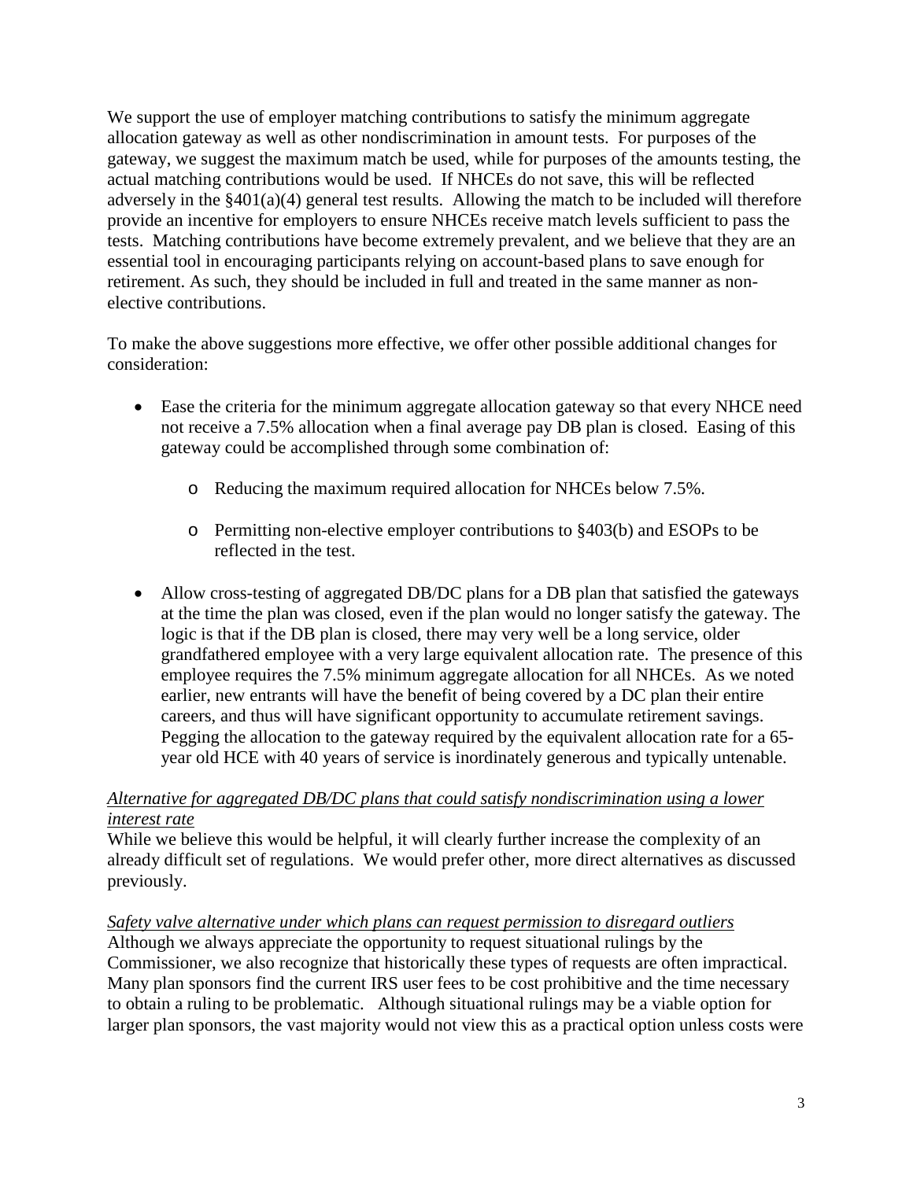We support the use of employer matching contributions to satisfy the minimum aggregate allocation gateway as well as other nondiscrimination in amount tests. For purposes of the gateway, we suggest the maximum match be used, while for purposes of the amounts testing, the actual matching contributions would be used. If NHCEs do not save, this will be reflected adversely in the §401(a)(4) general test results. Allowing the match to be included will therefore provide an incentive for employers to ensure NHCEs receive match levels sufficient to pass the tests. Matching contributions have become extremely prevalent, and we believe that they are an essential tool in encouraging participants relying on account-based plans to save enough for retirement. As such, they should be included in full and treated in the same manner as non-elective contributions.

To make the above suggestions more effective, we offer other possible additional changes for consideration:

- Ease the criteria for the minimum aggregate allocation gateway so that every NHCE need not receive a 7.5% allocation when a final average pay DB plan is closed. Easing of this gateway could be accomplished through some combination of:
  - Reducing the maximum required allocation for NHCEs below 7.5%.
  - Permitting non-elective employer contributions to §403(b) and ESOPs to be reflected in the test.
- Allow cross-testing of aggregated DB/DC plans for a DB plan that satisfied the gateways at the time the plan was closed, even if the plan would no longer satisfy the gateway. The logic is that if the DB plan is closed, there may very well be a long service, older grandfathered employee with a very large equivalent allocation rate. The presence of this employee requires the 7.5% minimum aggregate allocation for all NHCEs. As we noted earlier, new entrants will have the benefit of being covered by a DC plan their entire careers, and thus will have significant opportunity to accumulate retirement savings. Pegging the allocation to the gateway required by the equivalent allocation rate for a 65-year old HCE with 40 years of service is inordinately generous and typically untenable.

*Alternative for aggregated DB/DC plans that could satisfy nondiscrimination using a lower interest rate*

While we believe this would be helpful, it will clearly further increase the complexity of an already difficult set of regulations. We would prefer other, more direct alternatives as discussed previously.

*Safety valve alternative under which plans can request permission to disregard outliers*

Although we always appreciate the opportunity to request situational rulings by the Commissioner, we also recognize that historically these types of requests are often impractical. Many plan sponsors find the current IRS user fees to be cost prohibitive and the time necessary to obtain a ruling to be problematic. Although situational rulings may be a viable option for larger plan sponsors, the vast majority would not view this as a practical option unless costs were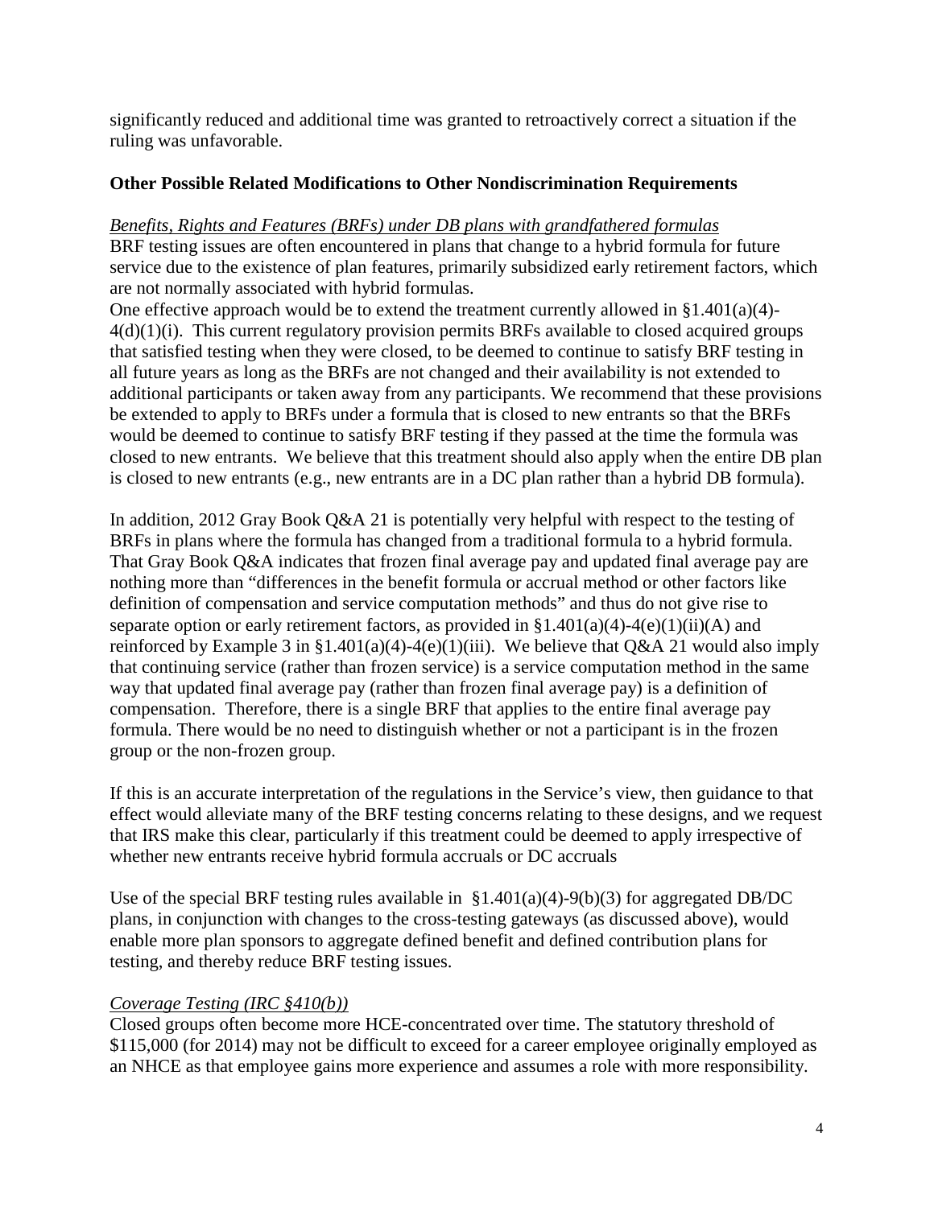significantly reduced and additional time was granted to retroactively correct a situation if the ruling was unfavorable.

**Other Possible Related Modifications to Other Nondiscrimination Requirements**

*Benefits, Rights and Features (BRFs) under DB plans with grandfathered formulas*

BRF testing issues are often encountered in plans that change to a hybrid formula for future service due to the existence of plan features, primarily subsidized early retirement factors, which are not normally associated with hybrid formulas.

One effective approach would be to extend the treatment currently allowed in §1.401(a)(4)-4(d)(1)(i). This current regulatory provision permits BRFs available to closed acquired groups that satisfied testing when they were closed, to be deemed to continue to satisfy BRF testing in all future years as long as the BRFs are not changed and their availability is not extended to additional participants or taken away from any participants. We recommend that these provisions be extended to apply to BRFs under a formula that is closed to new entrants so that the BRFs would be deemed to continue to satisfy BRF testing if they passed at the time the formula was closed to new entrants. We believe that this treatment should also apply when the entire DB plan is closed to new entrants (e.g., new entrants are in a DC plan rather than a hybrid DB formula).

In addition, 2012 Gray Book Q&A 21 is potentially very helpful with respect to the testing of BRFs in plans where the formula has changed from a traditional formula to a hybrid formula. That Gray Book Q&A indicates that frozen final average pay and updated final average pay are nothing more than "differences in the benefit formula or accrual method or other factors like definition of compensation and service computation methods" and thus do not give rise to separate option or early retirement factors, as provided in §1.401(a)(4)-4(e)(1)(ii)(A) and reinforced by Example 3 in §1.401(a)(4)-4(e)(1)(iii). We believe that Q&A 21 would also imply that continuing service (rather than frozen service) is a service computation method in the same way that updated final average pay (rather than frozen final average pay) is a definition of compensation. Therefore, there is a single BRF that applies to the entire final average pay formula. There would be no need to distinguish whether or not a participant is in the frozen group or the non-frozen group.

If this is an accurate interpretation of the regulations in the Service's view, then guidance to that effect would alleviate many of the BRF testing concerns relating to these designs, and we request that IRS make this clear, particularly if this treatment could be deemed to apply irrespective of whether new entrants receive hybrid formula accruals or DC accruals

Use of the special BRF testing rules available in §1.401(a)(4)-9(b)(3) for aggregated DB/DC plans, in conjunction with changes to the cross-testing gateways (as discussed above), would enable more plan sponsors to aggregate defined benefit and defined contribution plans for testing, and thereby reduce BRF testing issues.

*Coverage Testing (IRC §410(b))*

Closed groups often become more HCE-concentrated over time. The statutory threshold of $115,000 (for 2014) may not be difficult to exceed for a career employee originally employed as an NHCE as that employee gains more experience and assumes a role with more responsibility.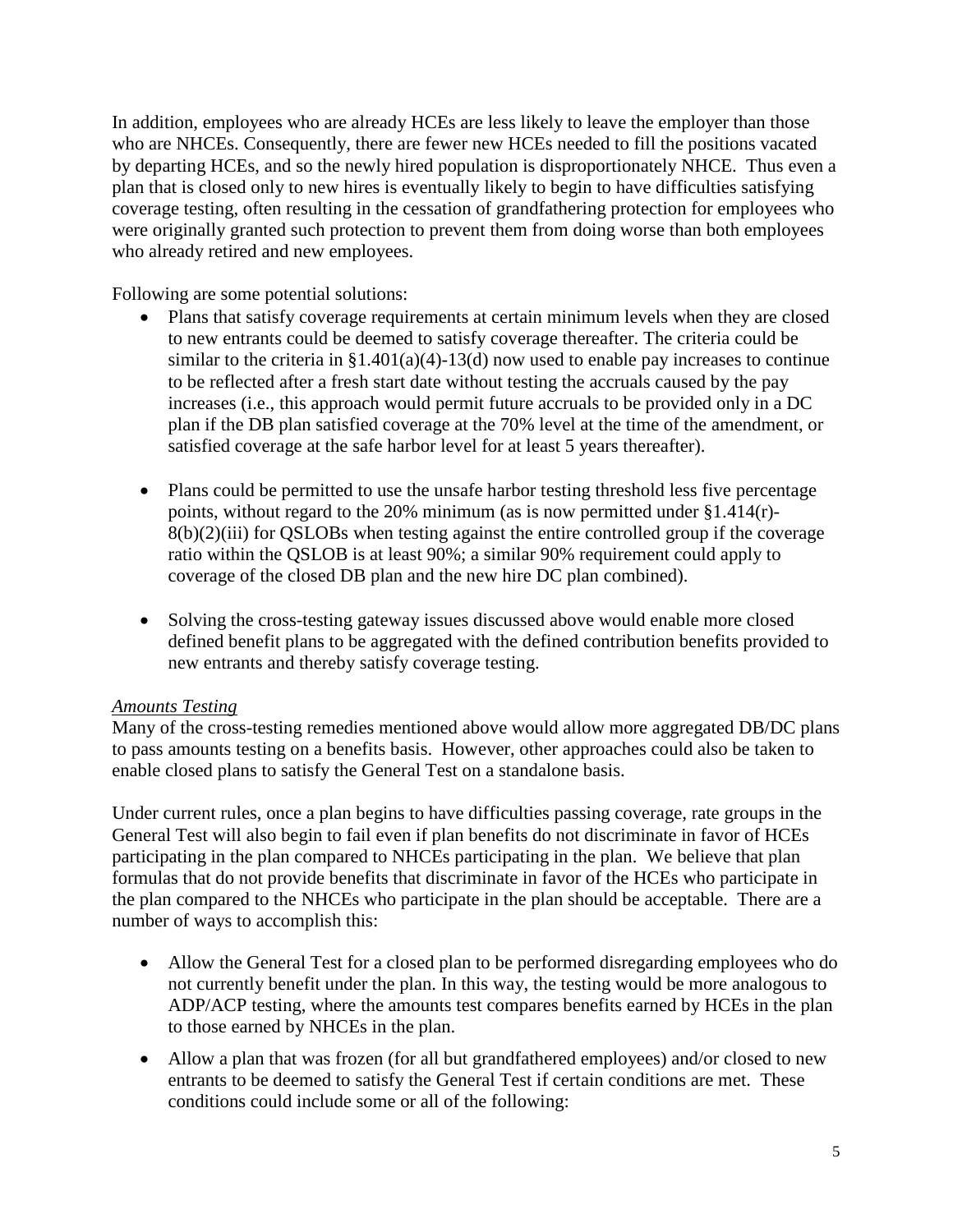In addition, employees who are already HCEs are less likely to leave the employer than those who are NHCEs. Consequently, there are fewer new HCEs needed to fill the positions vacated by departing HCEs, and so the newly hired population is disproportionately NHCE. Thus even a plan that is closed only to new hires is eventually likely to begin to have difficulties satisfying coverage testing, often resulting in the cessation of grandfathering protection for employees who were originally granted such protection to prevent them from doing worse than both employees who already retired and new employees.

Following are some potential solutions:

- Plans that satisfy coverage requirements at certain minimum levels when they are closed to new entrants could be deemed to satisfy coverage thereafter. The criteria could be similar to the criteria in §1.401(a)(4)-13(d) now used to enable pay increases to continue to be reflected after a fresh start date without testing the accruals caused by the pay increases (i.e., this approach would permit future accruals to be provided only in a DC plan if the DB plan satisfied coverage at the 70% level at the time of the amendment, or satisfied coverage at the safe harbor level for at least 5 years thereafter).

- Plans could be permitted to use the unsafe harbor testing threshold less five percentage points, without regard to the 20% minimum (as is now permitted under §1.414(r)-8(b)(2)(iii) for QSLOBs when testing against the entire controlled group if the coverage ratio within the QSLOB is at least 90%; a similar 90% requirement could apply to coverage of the closed DB plan and the new hire DC plan combined).

- Solving the cross-testing gateway issues discussed above would enable more closed defined benefit plans to be aggregated with the defined contribution benefits provided to new entrants and thereby satisfy coverage testing.

*Amounts Testing*

Many of the cross-testing remedies mentioned above would allow more aggregated DB/DC plans to pass amounts testing on a benefits basis. However, other approaches could also be taken to enable closed plans to satisfy the General Test on a standalone basis.

Under current rules, once a plan begins to have difficulties passing coverage, rate groups in the General Test will also begin to fail even if plan benefits do not discriminate in favor of HCEs participating in the plan compared to NHCEs participating in the plan. We believe that plan formulas that do not provide benefits that discriminate in favor of the HCEs who participate in the plan compared to the NHCEs who participate in the plan should be acceptable. There are a number of ways to accomplish this:

- Allow the General Test for a closed plan to be performed disregarding employees who do not currently benefit under the plan. In this way, the testing would be more analogous to ADP/ACP testing, where the amounts test compares benefits earned by HCEs in the plan to those earned by NHCEs in the plan.

- Allow a plan that was frozen (for all but grandfathered employees) and/or closed to new entrants to be deemed to satisfy the General Test if certain conditions are met. These conditions could include some or all of the following: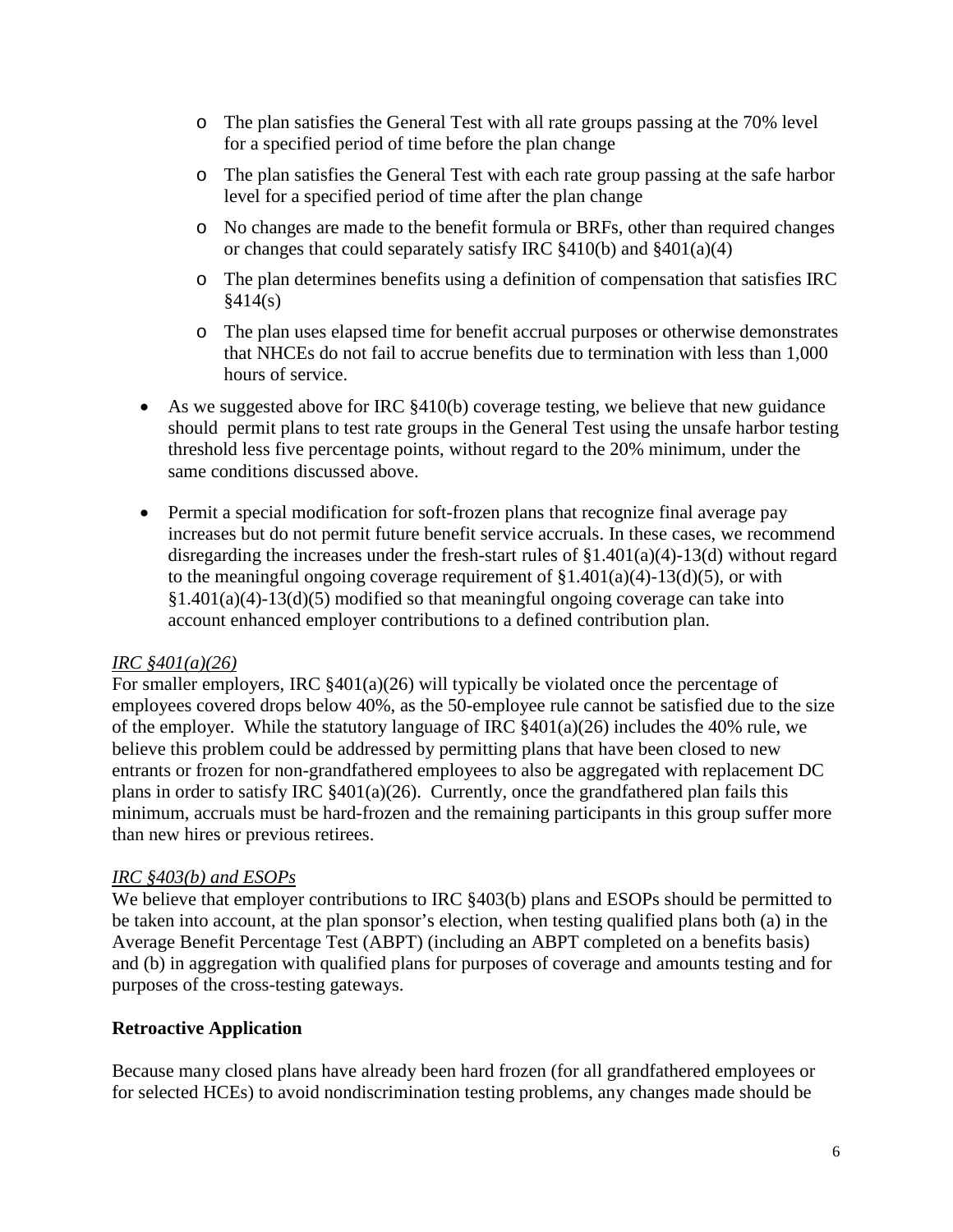- The plan satisfies the General Test with all rate groups passing at the 70% level for a specified period of time before the plan change
    - The plan satisfies the General Test with each rate group passing at the safe harbor level for a specified period of time after the plan change
    - No changes are made to the benefit formula or BRFs, other than required changes or changes that could separately satisfy IRC §410(b) and §401(a)(4)
    - The plan determines benefits using a definition of compensation that satisfies IRC §414(s)
    - The plan uses elapsed time for benefit accrual purposes or otherwise demonstrates that NHCEs do not fail to accrue benefits due to termination with less than 1,000 hours of service.

- As we suggested above for IRC §410(b) coverage testing, we believe that new guidance should permit plans to test rate groups in the General Test using the unsafe harbor testing threshold less five percentage points, without regard to the 20% minimum, under the same conditions discussed above.
- Permit a special modification for soft-frozen plans that recognize final average pay increases but do not permit future benefit service accruals. In these cases, we recommend disregarding the increases under the fresh-start rules of §1.401(a)(4)-13(d) without regard to the meaningful ongoing coverage requirement of §1.401(a)(4)-13(d)(5), or with §1.401(a)(4)-13(d)(5) modified so that meaningful ongoing coverage can take into account enhanced employer contributions to a defined contribution plan.

*IRC §401(a)(26)*

For smaller employers, IRC §401(a)(26) will typically be violated once the percentage of employees covered drops below 40%, as the 50-employee rule cannot be satisfied due to the size of the employer. While the statutory language of IRC §401(a)(26) includes the 40% rule, we believe this problem could be addressed by permitting plans that have been closed to new entrants or frozen for non-grandfathered employees to also be aggregated with replacement DC plans in order to satisfy IRC §401(a)(26). Currently, once the grandfathered plan fails this minimum, accruals must be hard-frozen and the remaining participants in this group suffer more than new hires or previous retirees.

*IRC §403(b) and ESOPs*

We believe that employer contributions to IRC §403(b) plans and ESOPs should be permitted to be taken into account, at the plan sponsor's election, when testing qualified plans both (a) in the Average Benefit Percentage Test (ABPT) (including an ABPT completed on a benefits basis) and (b) in aggregation with qualified plans for purposes of coverage and amounts testing and for purposes of the cross-testing gateways.

**Retroactive Application**

Because many closed plans have already been hard frozen (for all grandfathered employees or for selected HCEs) to avoid nondiscrimination testing problems, any changes made should be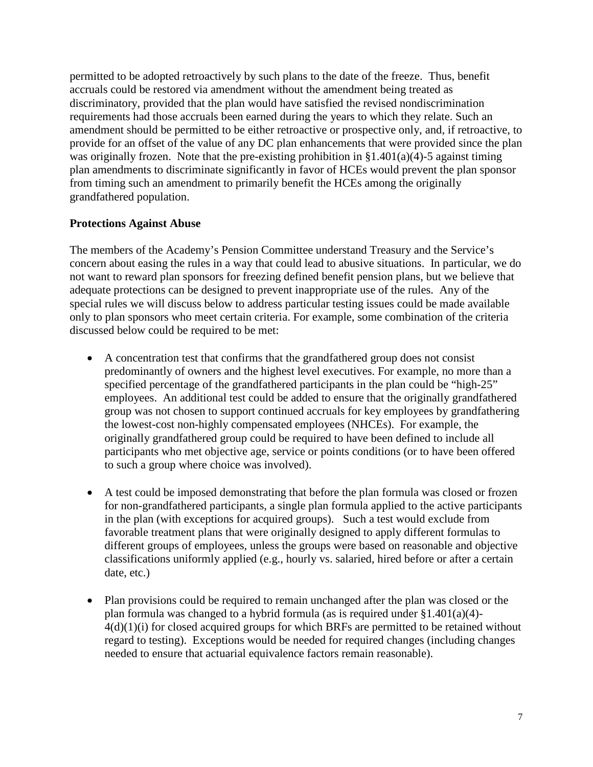permitted to be adopted retroactively by such plans to the date of the freeze. Thus, benefit accruals could be restored via amendment without the amendment being treated as discriminatory, provided that the plan would have satisfied the revised nondiscrimination requirements had those accruals been earned during the years to which they relate. Such an amendment should be permitted to be either retroactive or prospective only, and, if retroactive, to provide for an offset of the value of any DC plan enhancements that were provided since the plan was originally frozen. Note that the pre-existing prohibition in §1.401(a)(4)-5 against timing plan amendments to discriminate significantly in favor of HCEs would prevent the plan sponsor from timing such an amendment to primarily benefit the HCEs among the originally grandfathered population.

**Protections Against Abuse**

The members of the Academy's Pension Committee understand Treasury and the Service's concern about easing the rules in a way that could lead to abusive situations. In particular, we do not want to reward plan sponsors for freezing defined benefit pension plans, but we believe that adequate protections can be designed to prevent inappropriate use of the rules. Any of the special rules we will discuss below to address particular testing issues could be made available only to plan sponsors who meet certain criteria. For example, some combination of the criteria discussed below could be required to be met:

- A concentration test that confirms that the grandfathered group does not consist predominantly of owners and the highest level executives. For example, no more than a specified percentage of the grandfathered participants in the plan could be "high-25" employees. An additional test could be added to ensure that the originally grandfathered group was not chosen to support continued accruals for key employees by grandfathering the lowest-cost non-highly compensated employees (NHCEs). For example, the originally grandfathered group could be required to have been defined to include all participants who met objective age, service or points conditions (or to have been offered to such a group where choice was involved).

- A test could be imposed demonstrating that before the plan formula was closed or frozen for non-grandfathered participants, a single plan formula applied to the active participants in the plan (with exceptions for acquired groups). Such a test would exclude from favorable treatment plans that were originally designed to apply different formulas to different groups of employees, unless the groups were based on reasonable and objective classifications uniformly applied (e.g., hourly vs. salaried, hired before or after a certain date, etc.)

- Plan provisions could be required to remain unchanged after the plan was closed or the plan formula was changed to a hybrid formula (as is required under §1.401(a)(4)-4(d)(1)(i) for closed acquired groups for which BRFs are permitted to be retained without regard to testing). Exceptions would be needed for required changes (including changes needed to ensure that actuarial equivalence factors remain reasonable).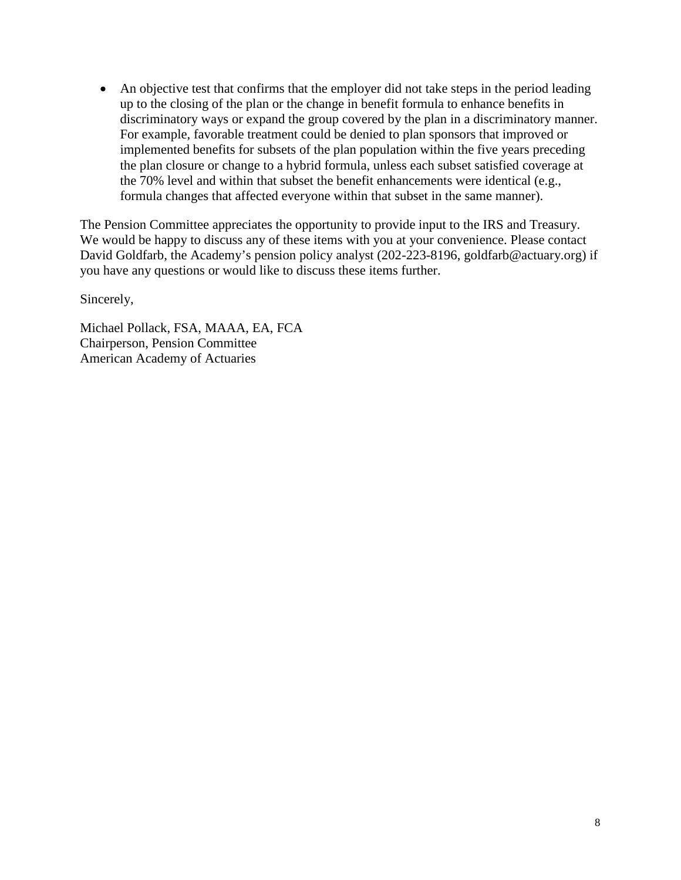- An objective test that confirms that the employer did not take steps in the period leading up to the closing of the plan or the change in benefit formula to enhance benefits in discriminatory ways or expand the group covered by the plan in a discriminatory manner. For example, favorable treatment could be denied to plan sponsors that improved or implemented benefits for subsets of the plan population within the five years preceding the plan closure or change to a hybrid formula, unless each subset satisfied coverage at the 70% level and within that subset the benefit enhancements were identical (e.g., formula changes that affected everyone within that subset in the same manner).

The Pension Committee appreciates the opportunity to provide input to the IRS and Treasury. We would be happy to discuss any of these items with you at your convenience. Please contact David Goldfarb, the Academy's pension policy analyst (202-223-8196, goldfarb@actuary.org) if you have any questions or would like to discuss these items further.

Sincerely,

Michael Pollack, FSA, MAAA, EA, FCA
Chairperson, Pension Committee
American Academy of Actuaries